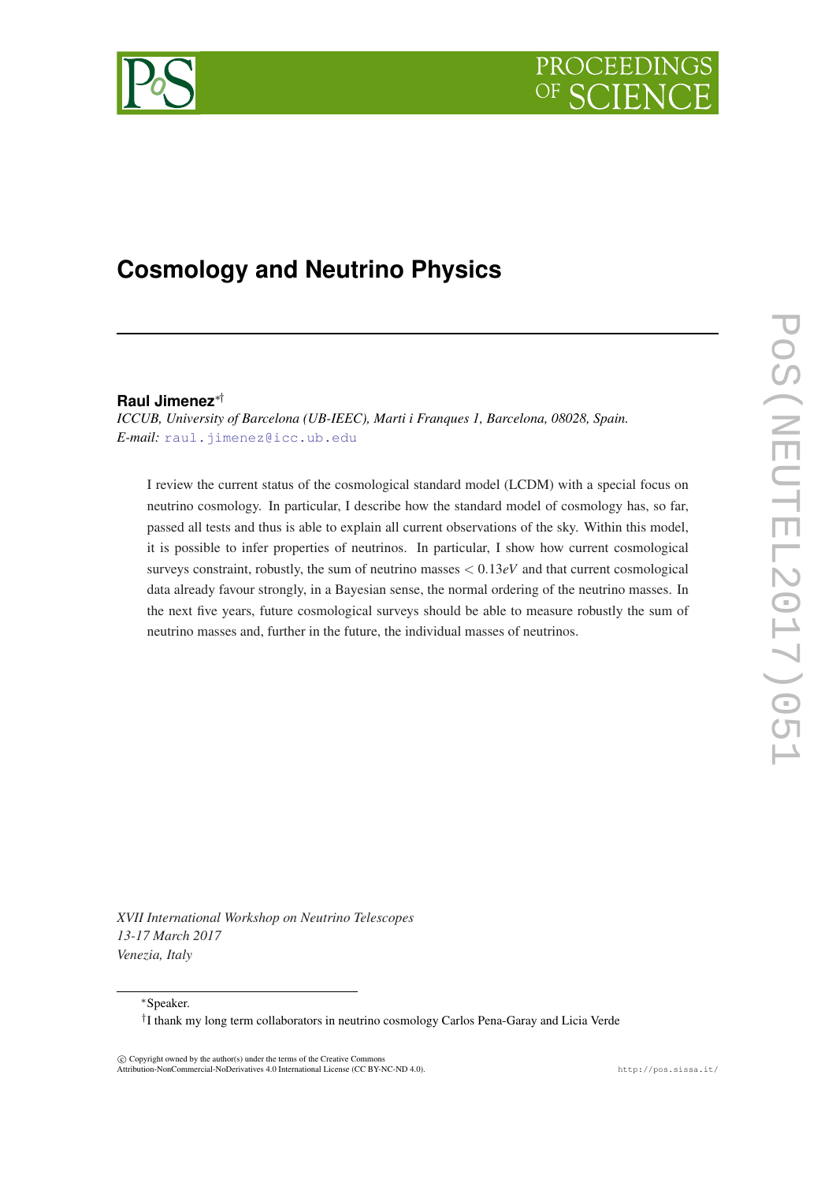# Cosmology and Neutrino Physics

**Raul Jimenez**[∗†]

*ICCUB, University of Barcelona (UB-IEEC), Marti i Franques 1, Barcelona, 08028, Spain.*
*E-mail:* raul.jimenez@icc.ub.edu

I review the current status of the cosmological standard model (LCDM) with a special focus on neutrino cosmology. In particular, I describe how the standard model of cosmology has, so far, passed all tests and thus is able to explain all current observations of the sky. Within this model, it is possible to infer properties of neutrinos. In particular, I show how current cosmological surveys constraint, robustly, the sum of neutrino masses $< 0.13eV$ and that current cosmological data already favour strongly, in a Bayesian sense, the normal ordering of the neutrino masses. In the next five years, future cosmological surveys should be able to measure robustly the sum of neutrino masses and, further in the future, the individual masses of neutrinos.

*XVII International Workshop on Neutrino Telescopes*
*13-17 March 2017*
*Venezia, Italy*

[∗]Speaker.

[†]I thank my long term collaborators in neutrino cosmology Carlos Pena-Garay and Licia Verde

© Copyright owned by the author(s) under the terms of the Creative Commons Attribution-NonCommercial-NoDerivatives 4.0 International License (CC BY-NC-ND 4.0).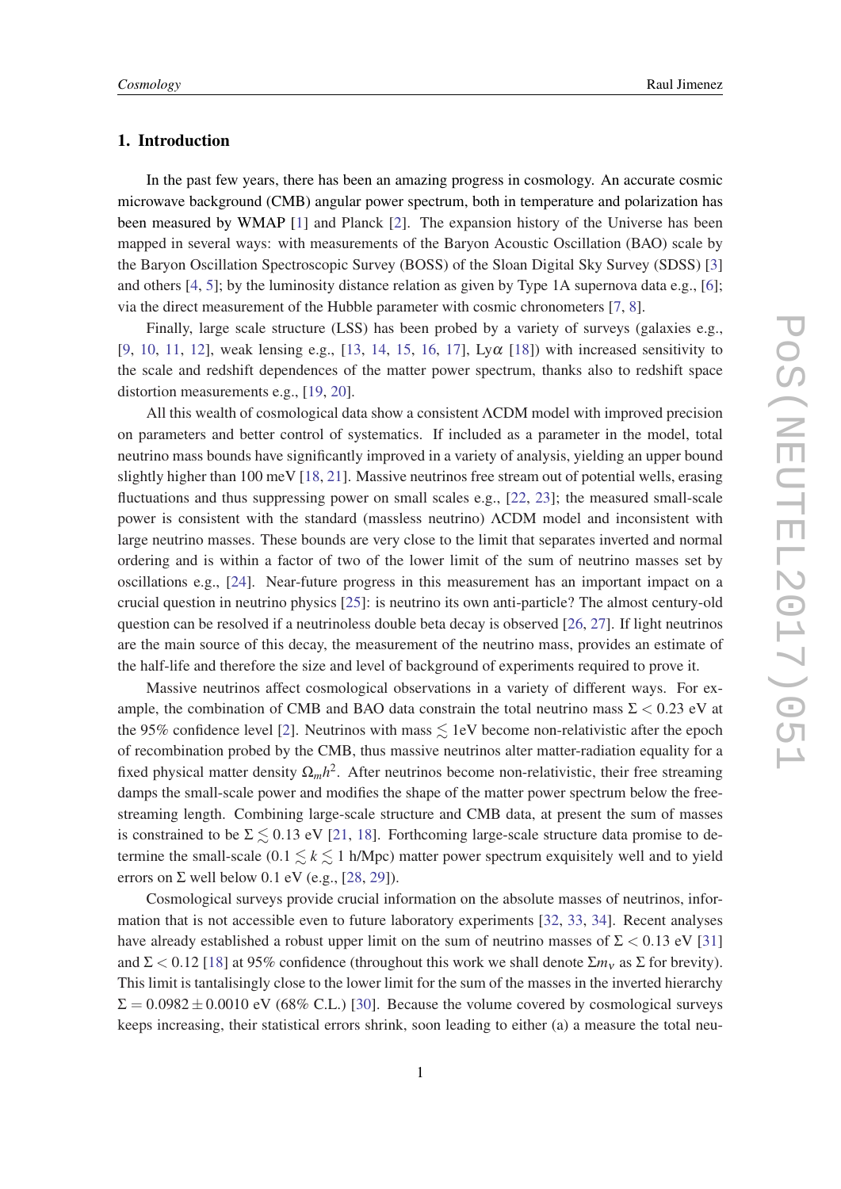## 1. Introduction

In the past few years, there has been an amazing progress in cosmology. An accurate cosmic microwave background (CMB) angular power spectrum, both in temperature and polarization has been measured by WMAP [1] and Planck [2]. The expansion history of the Universe has been mapped in several ways: with measurements of the Baryon Acoustic Oscillation (BAO) scale by the Baryon Oscillation Spectroscopic Survey (BOSS) of the Sloan Digital Sky Survey (SDSS) [3] and others [4, 5]; by the luminosity distance relation as given by Type 1A supernova data e.g., [6]; via the direct measurement of the Hubble parameter with cosmic chronometers [7, 8].

Finally, large scale structure (LSS) has been probed by a variety of surveys (galaxies e.g., [9, 10, 11, 12], weak lensing e.g., [13, 14, 15, 16, 17], Ly$\alpha$ [18]) with increased sensitivity to the scale and redshift dependences of the matter power spectrum, thanks also to redshift space distortion measurements e.g., [19, 20].

All this wealth of cosmological data show a consistent $\Lambda$CDM model with improved precision on parameters and better control of systematics. If included as a parameter in the model, total neutrino mass bounds have significantly improved in a variety of analysis, yielding an upper bound slightly higher than 100 meV [18, 21]. Massive neutrinos free stream out of potential wells, erasing fluctuations and thus suppressing power on small scales e.g., [22, 23]; the measured small-scale power is consistent with the standard (massless neutrino) $\Lambda$CDM model and inconsistent with large neutrino masses. These bounds are very close to the limit that separates inverted and normal ordering and is within a factor of two of the lower limit of the sum of neutrino masses set by oscillations e.g., [24]. Near-future progress in this measurement has an important impact on a crucial question in neutrino physics [25]: is neutrino its own anti-particle? The almost century-old question can be resolved if a neutrinoless double beta decay is observed [26, 27]. If light neutrinos are the main source of this decay, the measurement of the neutrino mass, provides an estimate of the half-life and therefore the size and level of background of experiments required to prove it.

Massive neutrinos affect cosmological observations in a variety of different ways. For example, the combination of CMB and BAO data constrain the total neutrino mass $\Sigma < 0.23$ eV at the 95% confidence level [2]. Neutrinos with mass $\lesssim$ 1eV become non-relativistic after the epoch of recombination probed by the CMB, thus massive neutrinos alter matter-radiation equality for a fixed physical matter density $\Omega_m h^2$. After neutrinos become non-relativistic, their free streaming damps the small-scale power and modifies the shape of the matter power spectrum below the free-streaming length. Combining large-scale structure and CMB data, at present the sum of masses is constrained to be $\Sigma \lesssim 0.13$ eV [21, 18]. Forthcoming large-scale structure data promise to determine the small-scale ($0.1 \lesssim k \lesssim 1$ h/Mpc) matter power spectrum exquisitely well and to yield errors on $\Sigma$ well below 0.1 eV (e.g., [28, 29]).

Cosmological surveys provide crucial information on the absolute masses of neutrinos, information that is not accessible even to future laboratory experiments [32, 33, 34]. Recent analyses have already established a robust upper limit on the sum of neutrino masses of $\Sigma < 0.13$ eV [31] and $\Sigma < 0.12$ [18] at 95% confidence (throughout this work we shall denote $\Sigma m_\nu$ as $\Sigma$ for brevity). This limit is tantalisingly close to the lower limit for the sum of the masses in the inverted hierarchy $\Sigma = 0.0982 \pm 0.0010$ eV (68% C.L.) [30]. Because the volume covered by cosmological surveys keeps increasing, their statistical errors shrink, soon leading to either (a) a measure the total neu-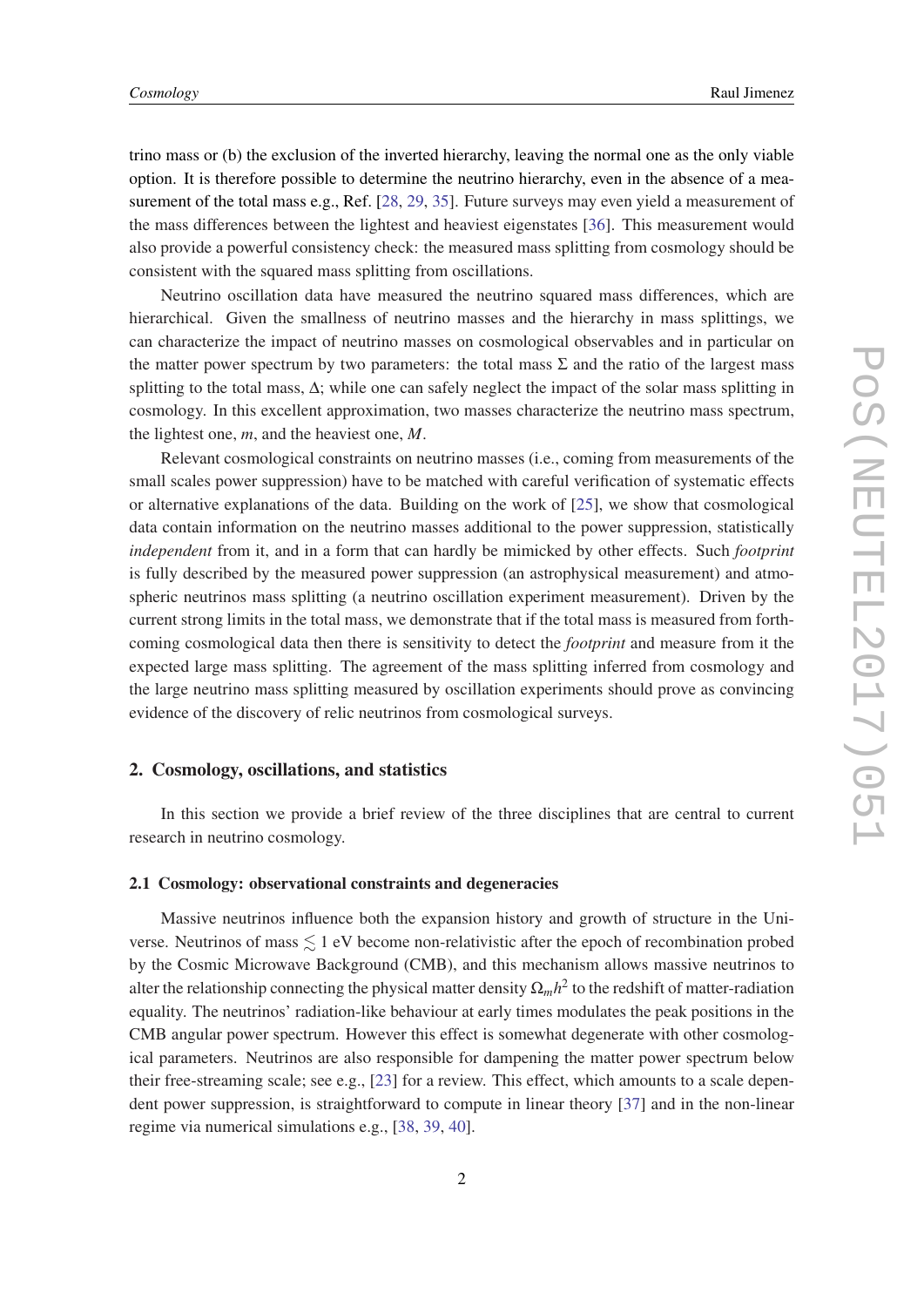trino mass or (b) the exclusion of the inverted hierarchy, leaving the normal one as the only viable option. It is therefore possible to determine the neutrino hierarchy, even in the absence of a measurement of the total mass e.g., Ref. [28, 29, 35]. Future surveys may even yield a measurement of the mass differences between the lightest and heaviest eigenstates [36]. This measurement would also provide a powerful consistency check: the measured mass splitting from cosmology should be consistent with the squared mass splitting from oscillations.

Neutrino oscillation data have measured the neutrino squared mass differences, which are hierarchical. Given the smallness of neutrino masses and the hierarchy in mass splittings, we can characterize the impact of neutrino masses on cosmological observables and in particular on the matter power spectrum by two parameters: the total mass $\Sigma$ and the ratio of the largest mass splitting to the total mass, $\Delta$; while one can safely neglect the impact of the solar mass splitting in cosmology. In this excellent approximation, two masses characterize the neutrino mass spectrum, the lightest one, $m$, and the heaviest one, $M$.

Relevant cosmological constraints on neutrino masses (i.e., coming from measurements of the small scales power suppression) have to be matched with careful verification of systematic effects or alternative explanations of the data. Building on the work of [25], we show that cosmological data contain information on the neutrino masses additional to the power suppression, statistically *independent* from it, and in a form that can hardly be mimicked by other effects. Such *footprint* is fully described by the measured power suppression (an astrophysical measurement) and atmospheric neutrinos mass splitting (a neutrino oscillation experiment measurement). Driven by the current strong limits in the total mass, we demonstrate that if the total mass is measured from forthcoming cosmological data then there is sensitivity to detect the *footprint* and measure from it the expected large mass splitting. The agreement of the mass splitting inferred from cosmology and the large neutrino mass splitting measured by oscillation experiments should prove as convincing evidence of the discovery of relic neutrinos from cosmological surveys.

## 2. Cosmology, oscillations, and statistics

In this section we provide a brief review of the three disciplines that are central to current research in neutrino cosmology.

### 2.1 Cosmology: observational constraints and degeneracies

Massive neutrinos influence both the expansion history and growth of structure in the Universe. Neutrinos of mass $\lesssim 1$ eV become non-relativistic after the epoch of recombination probed by the Cosmic Microwave Background (CMB), and this mechanism allows massive neutrinos to alter the relationship connecting the physical matter density $\Omega_m h^2$ to the redshift of matter-radiation equality. The neutrinos' radiation-like behaviour at early times modulates the peak positions in the CMB angular power spectrum. However this effect is somewhat degenerate with other cosmological parameters. Neutrinos are also responsible for dampening the matter power spectrum below their free-streaming scale; see e.g., [23] for a review. This effect, which amounts to a scale dependent power suppression, is straightforward to compute in linear theory [37] and in the non-linear regime via numerical simulations e.g., [38, 39, 40].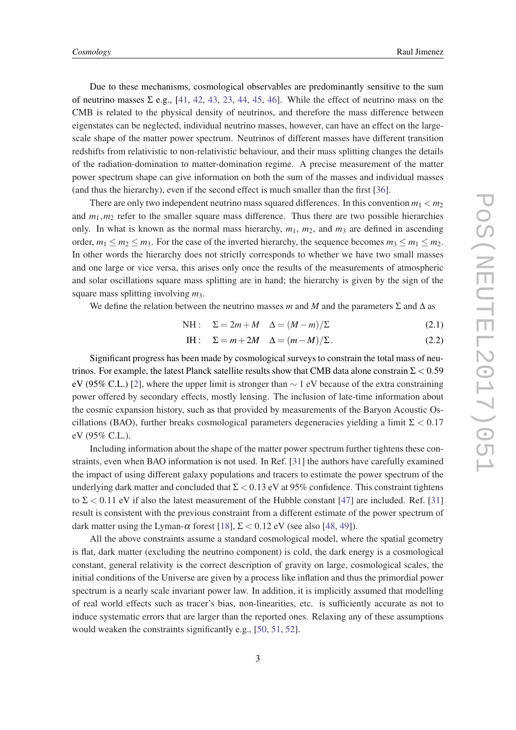Due to these mechanisms, cosmological observables are predominantly sensitive to the sum of neutrino masses $\Sigma$ e.g., [41, 42, 43, 23, 44, 45, 46]. While the effect of neutrino mass on the CMB is related to the physical density of neutrinos, and therefore the mass difference between eigenstates can be neglected, individual neutrino masses, however, can have an effect on the large-scale shape of the matter power spectrum. Neutrinos of different masses have different transition redshifts from relativistic to non-relativistic behaviour, and their mass splitting changes the details of the radiation-domination to matter-domination regime. A precise measurement of the matter power spectrum shape can give information on both the sum of the masses and individual masses (and thus the hierarchy), even if the second effect is much smaller than the first [36].

There are only two independent neutrino mass squared differences. In this convention $m_1 < m_2$ and $m_1, m_2$ refer to the smaller square mass difference. Thus there are two possible hierarchies only. In what is known as the normal mass hierarchy, $m_1$, $m_2$, and $m_3$ are defined in ascending order, $m_1 \leq m_2 \leq m_3$. For the case of the inverted hierarchy, the sequence becomes $m_3 \leq m_1 \leq m_2$. In other words the hierarchy does not strictly corresponds to whether we have two small masses and one large or vice versa, this arises only once the results of the measurements of atmospheric and solar oscillations square mass splitting are in hand; the hierarchy is given by the sign of the square mass splitting involving $m_3$.

We define the relation between the neutrino masses $m$ and $M$ and the parameters $\Sigma$ and $\Delta$ as

$$\text{NH}: \quad \Sigma = 2m + M \quad \Delta = (M - m)/\Sigma \tag{2.1}$$

$$\text{IH}: \quad \Sigma = m + 2M \quad \Delta = (m - M)/\Sigma . \tag{2.2}$$

Significant progress has been made by cosmological surveys to constrain the total mass of neutrinos. For example, the latest Planck satellite results show that CMB data alone constrain $\Sigma < 0.59$ eV (95% C.L.) [2], where the upper limit is stronger than $\sim 1$ eV because of the extra constraining power offered by secondary effects, mostly lensing. The inclusion of late-time information about the cosmic expansion history, such as that provided by measurements of the Baryon Acoustic Oscillations (BAO), further breaks cosmological parameters degeneracies yielding a limit $\Sigma < 0.17$ eV (95% C.L.).

Including information about the shape of the matter power spectrum further tightens these constraints, even when BAO information is not used. In Ref. [31] the authors have carefully examined the impact of using different galaxy populations and tracers to estimate the power spectrum of the underlying dark matter and concluded that $\Sigma < 0.13$ eV at 95% confidence. This constraint tightens to $\Sigma < 0.11$ eV if also the latest measurement of the Hubble constant [47] are included. Ref. [31] result is consistent with the previous constraint from a different estimate of the power spectrum of dark matter using the Lyman-$\alpha$ forest [18], $\Sigma < 0.12$ eV (see also [48, 49]).

All the above constraints assume a standard cosmological model, where the spatial geometry is flat, dark matter (excluding the neutrino component) is cold, the dark energy is a cosmological constant, general relativity is the correct description of gravity on large, cosmological scales, the initial conditions of the Universe are given by a process like inflation and thus the primordial power spectrum is a nearly scale invariant power law. In addition, it is implicitly assumed that modelling of real world effects such as tracer's bias, non-linearities, etc. is sufficiently accurate as not to induce systematic errors that are larger than the reported ones. Relaxing any of these assumptions would weaken the constraints significantly e.g., [50, 51, 52].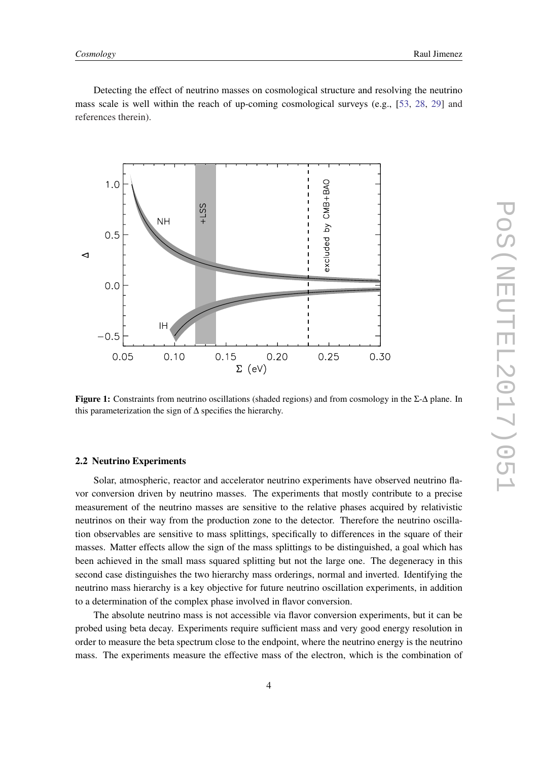Detecting the effect of neutrino masses on cosmological structure and resolving the neutrino mass scale is well within the reach of up-coming cosmological surveys (e.g., [53, 28, 29] and references therein).

**Figure 1:** Constraints from neutrino oscillations (shaded regions) and from cosmology in the $\Sigma$-$\Delta$ plane. In this parameterization the sign of $\Delta$ specifies the hierarchy.

### 2.2 Neutrino Experiments

Solar, atmospheric, reactor and accelerator neutrino experiments have observed neutrino flavor conversion driven by neutrino masses. The experiments that mostly contribute to a precise measurement of the neutrino masses are sensitive to the relative phases acquired by relativistic neutrinos on their way from the production zone to the detector. Therefore the neutrino oscillation observables are sensitive to mass splittings, specifically to differences in the square of their masses. Matter effects allow the sign of the mass splittings to be distinguished, a goal which has been achieved in the small mass squared splitting but not the large one. The degeneracy in this second case distinguishes the two hierarchy mass orderings, normal and inverted. Identifying the neutrino mass hierarchy is a key objective for future neutrino oscillation experiments, in addition to a determination of the complex phase involved in flavor conversion.

The absolute neutrino mass is not accessible via flavor conversion experiments, but it can be probed using beta decay. Experiments require sufficient mass and very good energy resolution in order to measure the beta spectrum close to the endpoint, where the neutrino energy is the neutrino mass. The experiments measure the effective mass of the electron, which is the combination of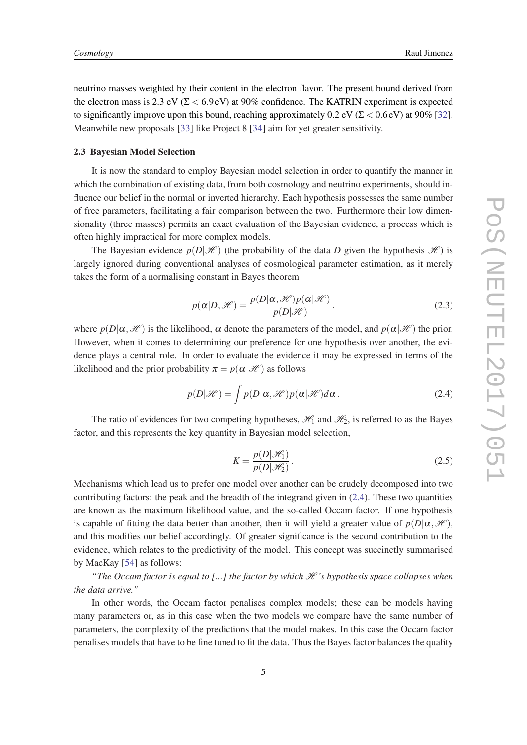neutrino masses weighted by their content in the electron flavor. The present bound derived from the electron mass is 2.3 eV ($\Sigma < 6.9\,\mathrm{eV}$) at 90% confidence. The KATRIN experiment is expected to significantly improve upon this bound, reaching approximately 0.2 eV ($\Sigma < 0.6\,\mathrm{eV}$) at 90% [32]. Meanwhile new proposals [33] like Project 8 [34] aim for yet greater sensitivity.

### 2.3 Bayesian Model Selection

It is now the standard to employ Bayesian model selection in order to quantify the manner in which the combination of existing data, from both cosmology and neutrino experiments, should influence our belief in the normal or inverted hierarchy. Each hypothesis possesses the same number of free parameters, facilitating a fair comparison between the two. Furthermore their low dimensionality (three masses) permits an exact evaluation of the Bayesian evidence, a process which is often highly impractical for more complex models.

The Bayesian evidence $p(D|\mathscr{H})$ (the probability of the data $D$ given the hypothesis $\mathscr{H}$) is largely ignored during conventional analyses of cosmological parameter estimation, as it merely takes the form of a normalising constant in Bayes theorem

$$p(\alpha|D,\mathscr{H}) = \frac{p(D|\alpha,\mathscr{H})p(\alpha|\mathscr{H})}{p(D|\mathscr{H})}. \tag{2.3}$$

where $p(D|\alpha,\mathscr{H})$ is the likelihood, $\alpha$ denote the parameters of the model, and $p(\alpha|\mathscr{H})$ the prior. However, when it comes to determining our preference for one hypothesis over another, the evidence plays a central role. In order to evaluate the evidence it may be expressed in terms of the likelihood and the prior probability $\pi = p(\alpha|\mathscr{H})$ as follows

$$p(D|\mathscr{H}) = \int p(D|\alpha,\mathscr{H})p(\alpha|\mathscr{H})d\alpha. \tag{2.4}$$

The ratio of evidences for two competing hypotheses, $\mathscr{H}_1$ and $\mathscr{H}_2$, is referred to as the Bayes factor, and this represents the key quantity in Bayesian model selection,

$$K = \frac{p(D|\mathscr{H}_1)}{p(D|\mathscr{H}_2)}. \tag{2.5}$$

Mechanisms which lead us to prefer one model over another can be crudely decomposed into two contributing factors: the peak and the breadth of the integrand given in (2.4). These two quantities are known as the maximum likelihood value, and the so-called Occam factor. If one hypothesis is capable of fitting the data better than another, then it will yield a greater value of $p(D|\alpha,\mathscr{H})$, and this modifies our belief accordingly. Of greater significance is the second contribution to the evidence, which relates to the predictivity of the model. This concept was succinctly summarised by MacKay [54] as follows:

*"The Occam factor is equal to [...] the factor by which $\mathscr{H}$'s hypothesis space collapses when the data arrive."*

In other words, the Occam factor penalises complex models; these can be models having many parameters or, as in this case when the two models we compare have the same number of parameters, the complexity of the predictions that the model makes. In this case the Occam factor penalises models that have to be fine tuned to fit the data. Thus the Bayes factor balances the quality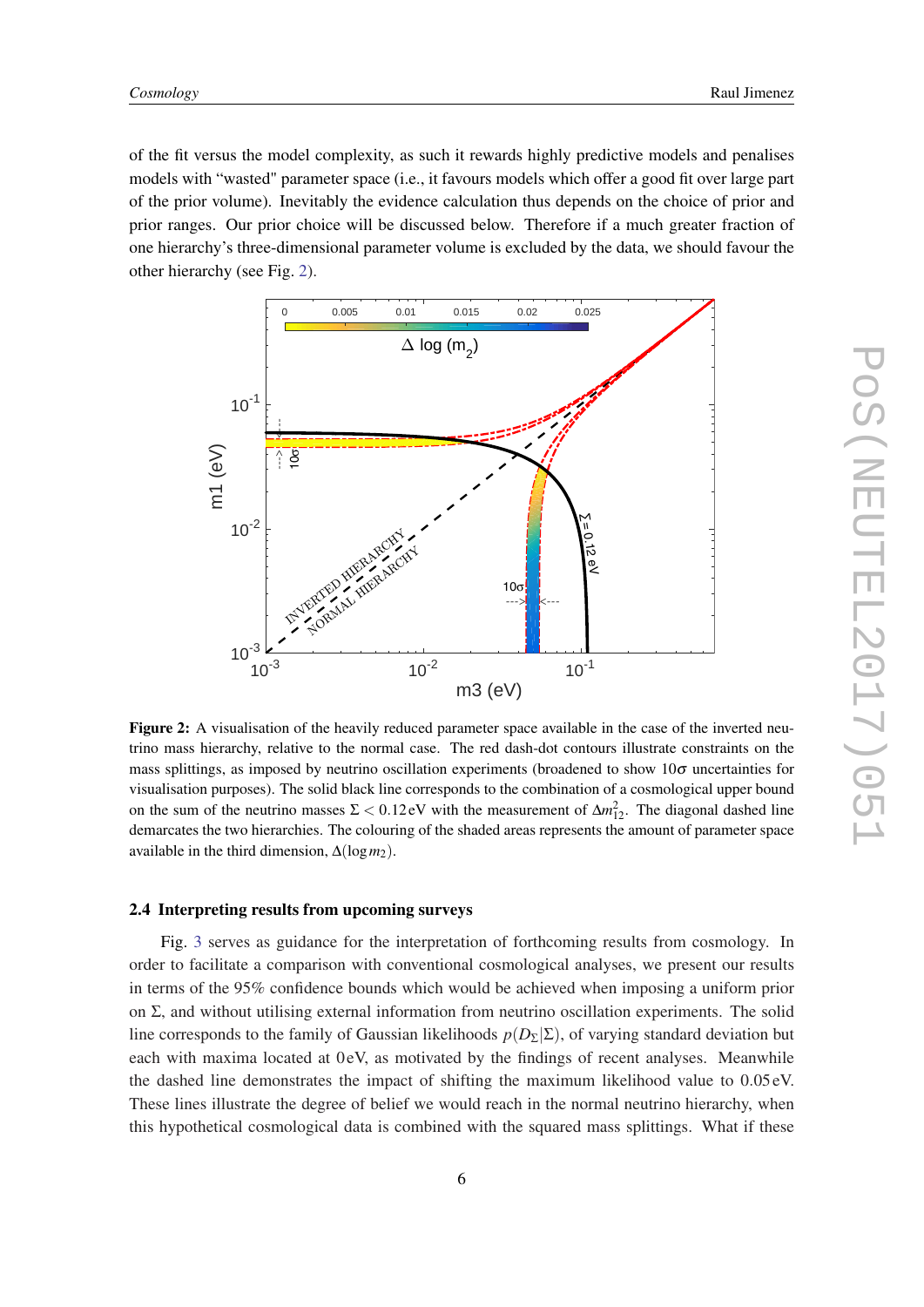of the fit versus the model complexity, as such it rewards highly predictive models and penalises models with "wasted" parameter space (i.e., it favours models which offer a good fit over large part of the prior volume). Inevitably the evidence calculation thus depends on the choice of prior and prior ranges. Our prior choice will be discussed below. Therefore if a much greater fraction of one hierarchy's three-dimensional parameter volume is excluded by the data, we should favour the other hierarchy (see Fig. 2).

**Figure 2:** A visualisation of the heavily reduced parameter space available in the case of the inverted neutrino mass hierarchy, relative to the normal case. The red dash-dot contours illustrate constraints on the mass splittings, as imposed by neutrino oscillation experiments (broadened to show $10\sigma$ uncertainties for visualisation purposes). The solid black line corresponds to the combination of a cosmological upper bound on the sum of the neutrino masses $\Sigma < 0.12\,\mathrm{eV}$ with the measurement of $\Delta m^2_{12}$. The diagonal dashed line demarcates the two hierarchies. The colouring of the shaded areas represents the amount of parameter space available in the third dimension, $\Delta(\log m_2)$.

### 2.4 Interpreting results from upcoming surveys

Fig. 3 serves as guidance for the interpretation of forthcoming results from cosmology. In order to facilitate a comparison with conventional cosmological analyses, we present our results in terms of the 95% confidence bounds which would be achieved when imposing a uniform prior on $\Sigma$, and without utilising external information from neutrino oscillation experiments. The solid line corresponds to the family of Gaussian likelihoods $p(D_\Sigma|\Sigma)$, of varying standard deviation but each with maxima located at $0\,\mathrm{eV}$, as motivated by the findings of recent analyses. Meanwhile the dashed line demonstrates the impact of shifting the maximum likelihood value to $0.05\,\mathrm{eV}$. These lines illustrate the degree of belief we would reach in the normal neutrino hierarchy, when this hypothetical cosmological data is combined with the squared mass splittings. What if these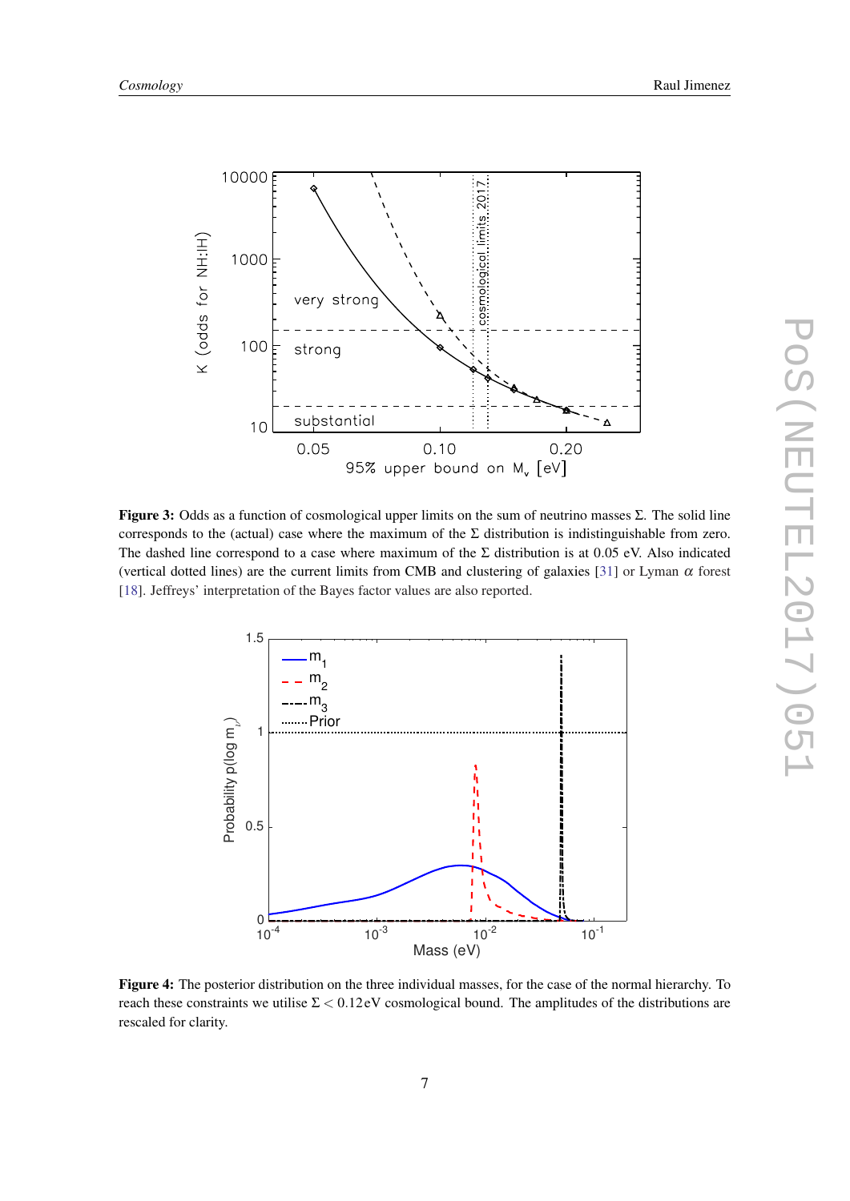**Figure 3:** Odds as a function of cosmological upper limits on the sum of neutrino masses Σ. The solid line corresponds to the (actual) case where the maximum of the Σ distribution is indistinguishable from zero. The dashed line correspond to a case where maximum of the Σ distribution is at 0.05 eV. Also indicated (vertical dotted lines) are the current limits from CMB and clustering of galaxies [31] or Lyman $\alpha$ forest [18]. Jeffreys' interpretation of the Bayes factor values are also reported.

**Figure 4:** The posterior distribution on the three individual masses, for the case of the normal hierarchy. To reach these constraints we utilise $\Sigma < 0.12\,\mathrm{eV}$ cosmological bound. The amplitudes of the distributions are rescaled for clarity.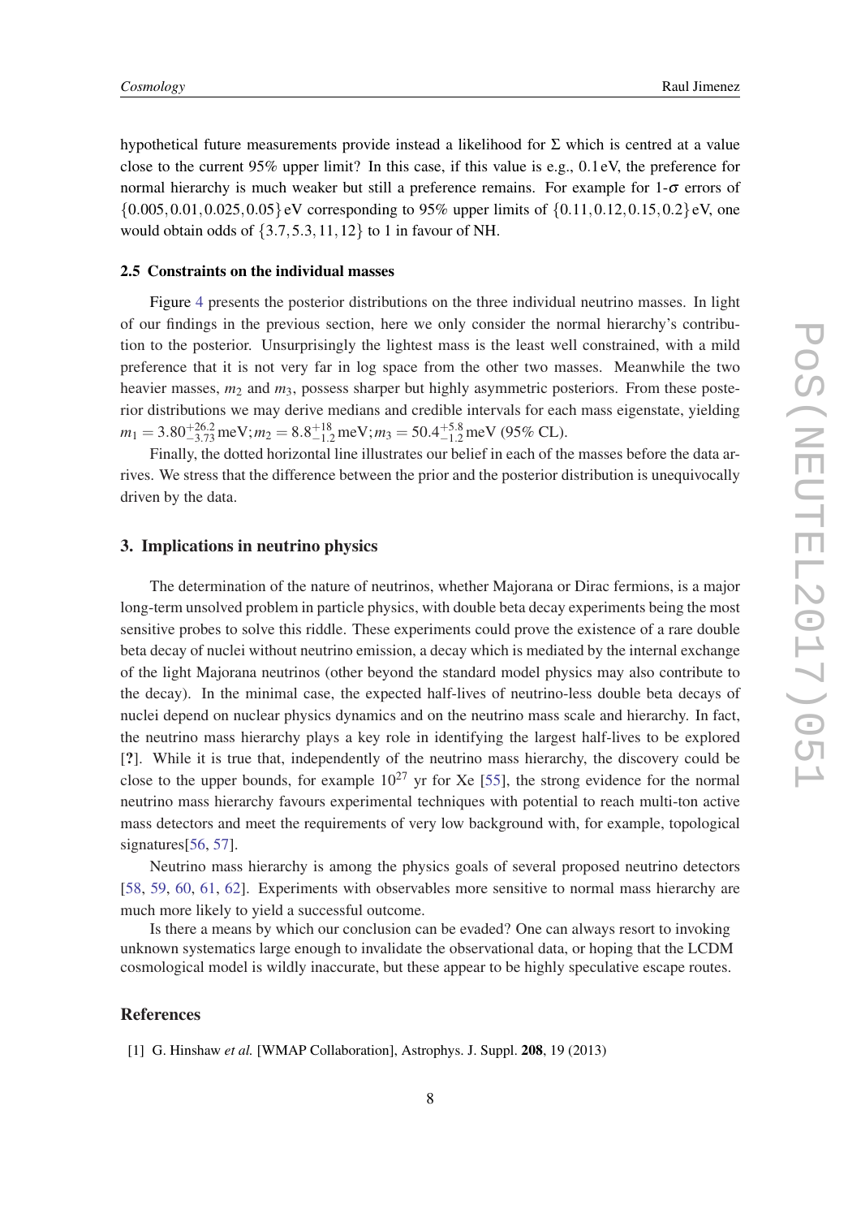hypothetical future measurements provide instead a likelihood for $\Sigma$ which is centred at a value close to the current 95% upper limit? In this case, if this value is e.g., 0.1 eV, the preference for normal hierarchy is much weaker but still a preference remains. For example for 1-$\sigma$ errors of $\{0.005, 0.01, 0.025, 0.05\}$ eV corresponding to 95% upper limits of $\{0.11, 0.12, 0.15, 0.2\}$ eV, one would obtain odds of $\{3.7, 5.3, 11, 12\}$ to 1 in favour of NH.

### 2.5 Constraints on the individual masses

Figure 4 presents the posterior distributions on the three individual neutrino masses. In light of our findings in the previous section, here we only consider the normal hierarchy's contribution to the posterior. Unsurprisingly the lightest mass is the least well constrained, with a mild preference that it is not very far in log space from the other two masses. Meanwhile the two heavier masses, $m_2$ and $m_3$, possess sharper but highly asymmetric posteriors. From these posterior distributions we may derive medians and credible intervals for each mass eigenstate, yielding $m_1 = 3.80^{+26.2}_{-3.73}$ meV; $m_2 = 8.8^{+18}_{-1.2}$ meV; $m_3 = 50.4^{+5.8}_{-1.2}$ meV (95% CL).

Finally, the dotted horizontal line illustrates our belief in each of the masses before the data arrives. We stress that the difference between the prior and the posterior distribution is unequivocally driven by the data.

## 3. Implications in neutrino physics

The determination of the nature of neutrinos, whether Majorana or Dirac fermions, is a major long-term unsolved problem in particle physics, with double beta decay experiments being the most sensitive probes to solve this riddle. These experiments could prove the existence of a rare double beta decay of nuclei without neutrino emission, a decay which is mediated by the internal exchange of the light Majorana neutrinos (other beyond the standard model physics may also contribute to the decay). In the minimal case, the expected half-lives of neutrino-less double beta decays of nuclei depend on nuclear physics dynamics and on the neutrino mass scale and hierarchy. In fact, the neutrino mass hierarchy plays a key role in identifying the largest half-lives to be explored [**?**]. While it is true that, independently of the neutrino mass hierarchy, the discovery could be close to the upper bounds, for example $10^{27}$ yr for Xe [55], the strong evidence for the normal neutrino mass hierarchy favours experimental techniques with potential to reach multi-ton active mass detectors and meet the requirements of very low background with, for example, topological signatures[56, 57].

Neutrino mass hierarchy is among the physics goals of several proposed neutrino detectors [58, 59, 60, 61, 62]. Experiments with observables more sensitive to normal mass hierarchy are much more likely to yield a successful outcome.

Is there a means by which our conclusion can be evaded? One can always resort to invoking unknown systematics large enough to invalidate the observational data, or hoping that the LCDM cosmological model is wildly inaccurate, but these appear to be highly speculative escape routes.

## References

[1] G. Hinshaw *et al.* [WMAP Collaboration], Astrophys. J. Suppl. **208**, 19 (2013)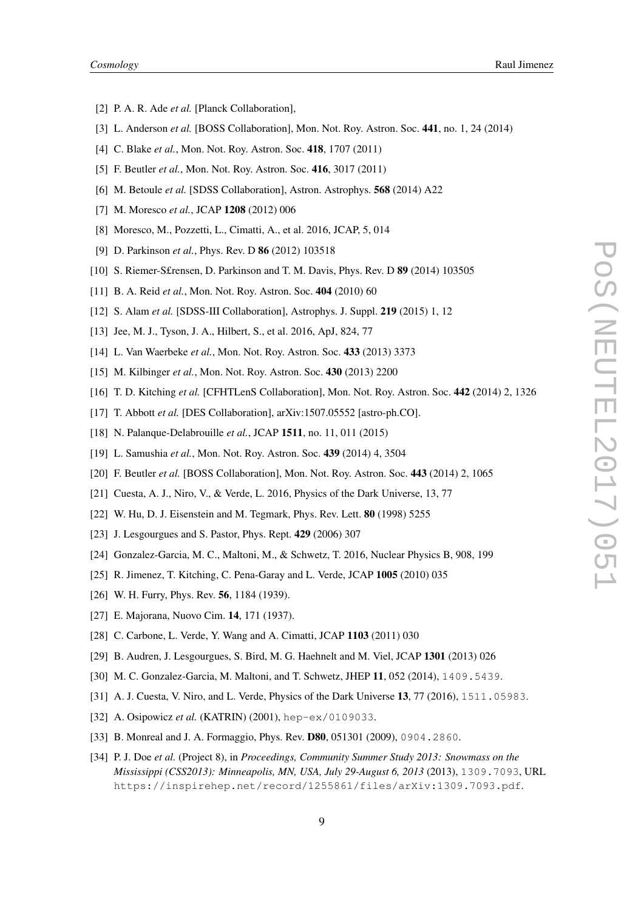[2] P. A. R. Ade *et al.* [Planck Collaboration],

[3] L. Anderson *et al.* [BOSS Collaboration], Mon. Not. Roy. Astron. Soc. **441**, no. 1, 24 (2014)

[4] C. Blake *et al.*, Mon. Not. Roy. Astron. Soc. **418**, 1707 (2011)

[5] F. Beutler *et al.*, Mon. Not. Roy. Astron. Soc. **416**, 3017 (2011)

[6] M. Betoule *et al.* [SDSS Collaboration], Astron. Astrophys. **568** (2014) A22

[7] M. Moresco *et al.*, JCAP **1208** (2012) 006

[8] Moresco, M., Pozzetti, L., Cimatti, A., et al. 2016, JCAP, 5, 014

[9] D. Parkinson *et al.*, Phys. Rev. D **86** (2012) 103518

[10] S. Riemer-S£rensen, D. Parkinson and T. M. Davis, Phys. Rev. D **89** (2014) 103505

[11] B. A. Reid *et al.*, Mon. Not. Roy. Astron. Soc. **404** (2010) 60

[12] S. Alam *et al.* [SDSS-III Collaboration], Astrophys. J. Suppl. **219** (2015) 1, 12

[13] Jee, M. J., Tyson, J. A., Hilbert, S., et al. 2016, ApJ, 824, 77

[14] L. Van Waerbeke *et al.*, Mon. Not. Roy. Astron. Soc. **433** (2013) 3373

[15] M. Kilbinger *et al.*, Mon. Not. Roy. Astron. Soc. **430** (2013) 2200

[16] T. D. Kitching *et al.* [CFHTLenS Collaboration], Mon. Not. Roy. Astron. Soc. **442** (2014) 2, 1326

[17] T. Abbott *et al.* [DES Collaboration], arXiv:1507.05552 [astro-ph.CO].

[18] N. Palanque-Delabrouille *et al.*, JCAP **1511**, no. 11, 011 (2015)

[19] L. Samushia *et al.*, Mon. Not. Roy. Astron. Soc. **439** (2014) 4, 3504

[20] F. Beutler *et al.* [BOSS Collaboration], Mon. Not. Roy. Astron. Soc. **443** (2014) 2, 1065

[21] Cuesta, A. J., Niro, V., & Verde, L. 2016, Physics of the Dark Universe, 13, 77

[22] W. Hu, D. J. Eisenstein and M. Tegmark, Phys. Rev. Lett. **80** (1998) 5255

[23] J. Lesgourgues and S. Pastor, Phys. Rept. **429** (2006) 307

[24] Gonzalez-Garcia, M. C., Maltoni, M., & Schwetz, T. 2016, Nuclear Physics B, 908, 199

[25] R. Jimenez, T. Kitching, C. Pena-Garay and L. Verde, JCAP **1005** (2010) 035

[26] W. H. Furry, Phys. Rev. **56**, 1184 (1939).

[27] E. Majorana, Nuovo Cim. **14**, 171 (1937).

[28] C. Carbone, L. Verde, Y. Wang and A. Cimatti, JCAP **1103** (2011) 030

[29] B. Audren, J. Lesgourgues, S. Bird, M. G. Haehnelt and M. Viel, JCAP **1301** (2013) 026

[30] M. C. Gonzalez-Garcia, M. Maltoni, and T. Schwetz, JHEP **11**, 052 (2014), 1409.5439.

[31] A. J. Cuesta, V. Niro, and L. Verde, Physics of the Dark Universe **13**, 77 (2016), 1511.05983.

[32] A. Osipowicz *et al.* (KATRIN) (2001), hep-ex/0109033.

[33] B. Monreal and J. A. Formaggio, Phys. Rev. **D80**, 051301 (2009), 0904.2860.

[34] P. J. Doe *et al.* (Project 8), in *Proceedings, Community Summer Study 2013: Snowmass on the Mississippi (CSS2013): Minneapolis, MN, USA, July 29-August 6, 2013* (2013), 1309.7093, URL https://inspirehep.net/record/1255861/files/arXiv:1309.7093.pdf.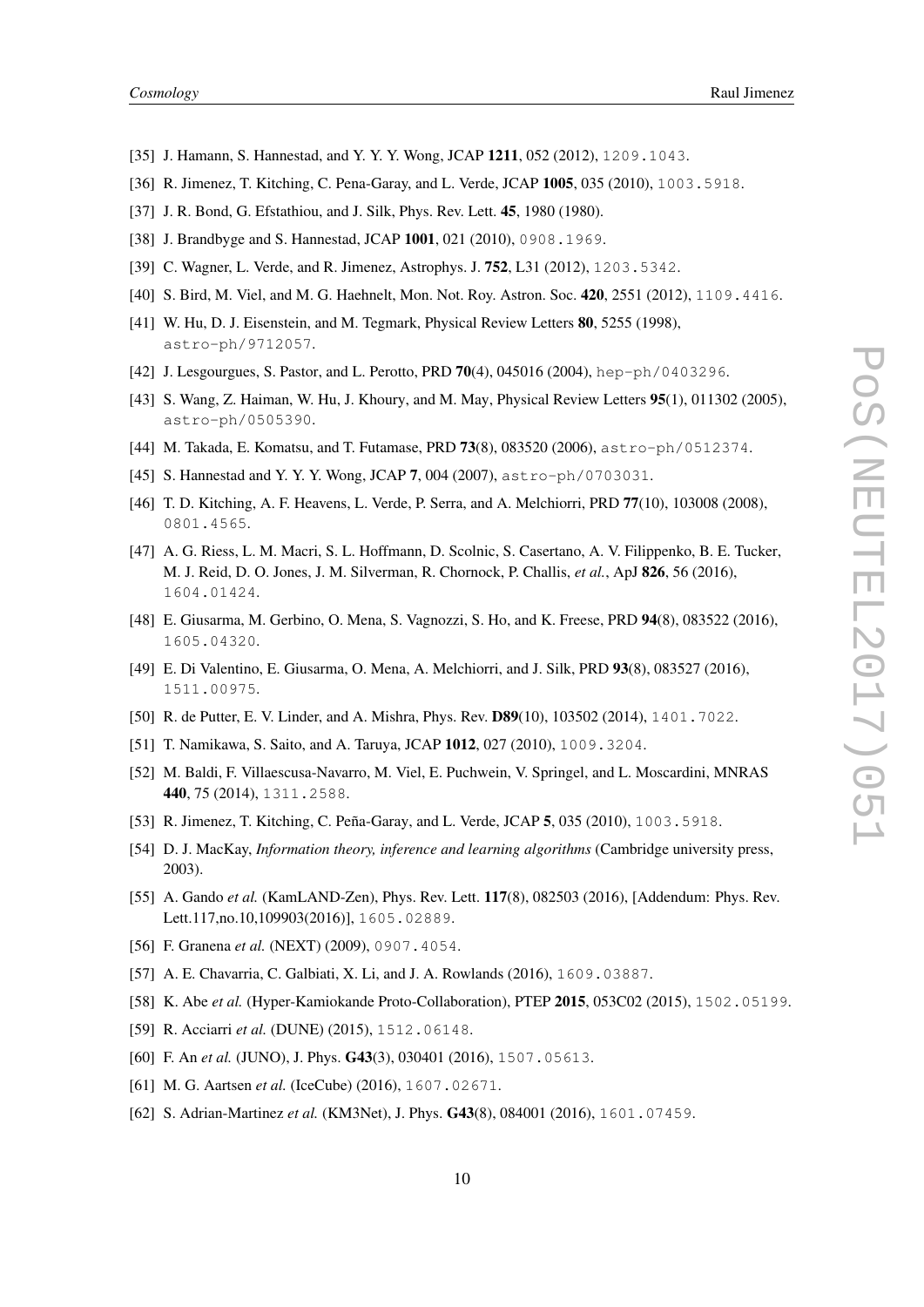[35] J. Hamann, S. Hannestad, and Y. Y. Y. Wong, JCAP **1211**, 052 (2012), 1209.1043.

[36] R. Jimenez, T. Kitching, C. Pena-Garay, and L. Verde, JCAP **1005**, 035 (2010), 1003.5918.

[37] J. R. Bond, G. Efstathiou, and J. Silk, Phys. Rev. Lett. **45**, 1980 (1980).

[38] J. Brandbyge and S. Hannestad, JCAP **1001**, 021 (2010), 0908.1969.

[39] C. Wagner, L. Verde, and R. Jimenez, Astrophys. J. **752**, L31 (2012), 1203.5342.

[40] S. Bird, M. Viel, and M. G. Haehnelt, Mon. Not. Roy. Astron. Soc. **420**, 2551 (2012), 1109.4416.

[41] W. Hu, D. J. Eisenstein, and M. Tegmark, Physical Review Letters **80**, 5255 (1998), astro-ph/9712057.

[42] J. Lesgourgues, S. Pastor, and L. Perotto, PRD **70**(4), 045016 (2004), hep-ph/0403296.

[43] S. Wang, Z. Haiman, W. Hu, J. Khoury, and M. May, Physical Review Letters **95**(1), 011302 (2005), astro-ph/0505390.

[44] M. Takada, E. Komatsu, and T. Futamase, PRD **73**(8), 083520 (2006), astro-ph/0512374.

[45] S. Hannestad and Y. Y. Y. Wong, JCAP **7**, 004 (2007), astro-ph/0703031.

[46] T. D. Kitching, A. F. Heavens, L. Verde, P. Serra, and A. Melchiorri, PRD **77**(10), 103008 (2008), 0801.4565.

[47] A. G. Riess, L. M. Macri, S. L. Hoffmann, D. Scolnic, S. Casertano, A. V. Filippenko, B. E. Tucker, M. J. Reid, D. O. Jones, J. M. Silverman, R. Chornock, P. Challis, *et al.*, ApJ **826**, 56 (2016), 1604.01424.

[48] E. Giusarma, M. Gerbino, O. Mena, S. Vagnozzi, S. Ho, and K. Freese, PRD **94**(8), 083522 (2016), 1605.04320.

[49] E. Di Valentino, E. Giusarma, O. Mena, A. Melchiorri, and J. Silk, PRD **93**(8), 083527 (2016), 1511.00975.

[50] R. de Putter, E. V. Linder, and A. Mishra, Phys. Rev. **D89**(10), 103502 (2014), 1401.7022.

[51] T. Namikawa, S. Saito, and A. Taruya, JCAP **1012**, 027 (2010), 1009.3204.

[52] M. Baldi, F. Villaescusa-Navarro, M. Viel, E. Puchwein, V. Springel, and L. Moscardini, MNRAS **440**, 75 (2014), 1311.2588.

[53] R. Jimenez, T. Kitching, C. Peña-Garay, and L. Verde, JCAP **5**, 035 (2010), 1003.5918.

[54] D. J. MacKay, *Information theory, inference and learning algorithms* (Cambridge university press, 2003).

[55] A. Gando *et al.* (KamLAND-Zen), Phys. Rev. Lett. **117**(8), 082503 (2016), [Addendum: Phys. Rev. Lett.117,no.10,109903(2016)], 1605.02889.

[56] F. Granena *et al.* (NEXT) (2009), 0907.4054.

[57] A. E. Chavarria, C. Galbiati, X. Li, and J. A. Rowlands (2016), 1609.03887.

[58] K. Abe *et al.* (Hyper-Kamiokande Proto-Collaboration), PTEP **2015**, 053C02 (2015), 1502.05199.

[59] R. Acciarri *et al.* (DUNE) (2015), 1512.06148.

[60] F. An *et al.* (JUNO), J. Phys. **G43**(3), 030401 (2016), 1507.05613.

[61] M. G. Aartsen *et al.* (IceCube) (2016), 1607.02671.

[62] S. Adrian-Martinez *et al.* (KM3Net), J. Phys. **G43**(8), 084001 (2016), 1601.07459.